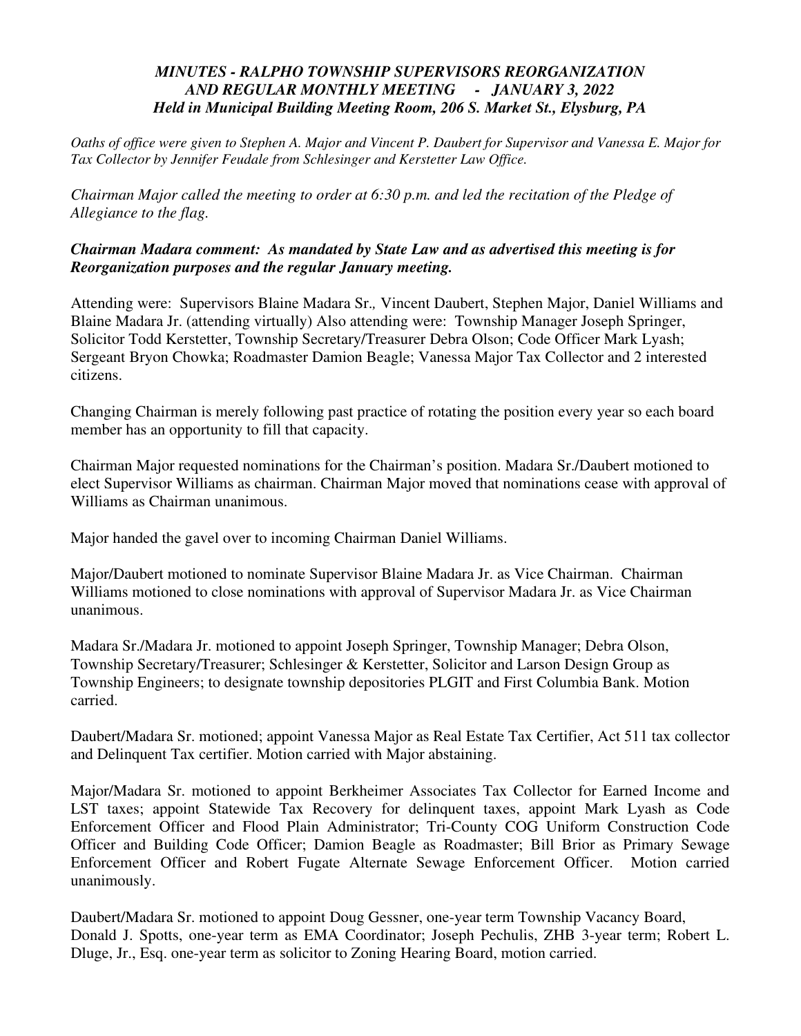***MINUTES - RALPHO TOWNSHIP SUPERVISORS REORGANIZATION AND REGULAR MONTHLY MEETING - JANUARY 3, 2022 Held in Municipal Building Meeting Room, 206 S. Market St., Elysburg, PA***

*Oaths of office were given to Stephen A. Major and Vincent P. Daubert for Supervisor and Vanessa E. Major for Tax Collector by Jennifer Feudale from Schlesinger and Kerstetter Law Office.*

*Chairman Major called the meeting to order at 6:30 p.m. and led the recitation of the Pledge of Allegiance to the flag.*

***Chairman Madara comment: As mandated by State Law and as advertised this meeting is for Reorganization purposes and the regular January meeting.***

Attending were: Supervisors Blaine Madara Sr., Vincent Daubert, Stephen Major, Daniel Williams and Blaine Madara Jr. (attending virtually) Also attending were: Township Manager Joseph Springer, Solicitor Todd Kerstetter, Township Secretary/Treasurer Debra Olson; Code Officer Mark Lyash; Sergeant Bryon Chowka; Roadmaster Damion Beagle; Vanessa Major Tax Collector and 2 interested citizens.

Changing Chairman is merely following past practice of rotating the position every year so each board member has an opportunity to fill that capacity.

Chairman Major requested nominations for the Chairman's position. Madara Sr./Daubert motioned to elect Supervisor Williams as chairman. Chairman Major moved that nominations cease with approval of Williams as Chairman unanimous.

Major handed the gavel over to incoming Chairman Daniel Williams.

Major/Daubert motioned to nominate Supervisor Blaine Madara Jr. as Vice Chairman. Chairman Williams motioned to close nominations with approval of Supervisor Madara Jr. as Vice Chairman unanimous.

Madara Sr./Madara Jr. motioned to appoint Joseph Springer, Township Manager; Debra Olson, Township Secretary/Treasurer; Schlesinger & Kerstetter, Solicitor and Larson Design Group as Township Engineers; to designate township depositories PLGIT and First Columbia Bank. Motion carried.

Daubert/Madara Sr. motioned; appoint Vanessa Major as Real Estate Tax Certifier, Act 511 tax collector and Delinquent Tax certifier. Motion carried with Major abstaining.

Major/Madara Sr. motioned to appoint Berkheimer Associates Tax Collector for Earned Income and LST taxes; appoint Statewide Tax Recovery for delinquent taxes, appoint Mark Lyash as Code Enforcement Officer and Flood Plain Administrator; Tri-County COG Uniform Construction Code Officer and Building Code Officer; Damion Beagle as Roadmaster; Bill Brior as Primary Sewage Enforcement Officer and Robert Fugate Alternate Sewage Enforcement Officer. Motion carried unanimously.

Daubert/Madara Sr. motioned to appoint Doug Gessner, one-year term Township Vacancy Board, Donald J. Spotts, one-year term as EMA Coordinator; Joseph Pechulis, ZHB 3-year term; Robert L. Dluge, Jr., Esq. one-year term as solicitor to Zoning Hearing Board, motion carried.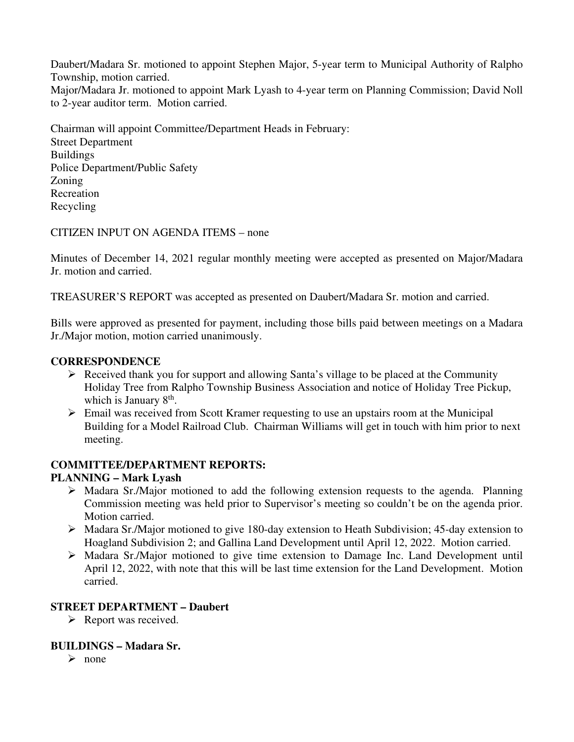Daubert/Madara Sr. motioned to appoint Stephen Major, 5-year term to Municipal Authority of Ralpho Township, motion carried.
Major/Madara Jr. motioned to appoint Mark Lyash to 4-year term on Planning Commission; David Noll to 2-year auditor term. Motion carried.

Chairman will appoint Committee/Department Heads in February:
Street Department
Buildings
Police Department/Public Safety
Zoning
Recreation
Recycling

CITIZEN INPUT ON AGENDA ITEMS – none

Minutes of December 14, 2021 regular monthly meeting were accepted as presented on Major/Madara Jr. motion and carried.

TREASURER'S REPORT was accepted as presented on Daubert/Madara Sr. motion and carried.

Bills were approved as presented for payment, including those bills paid between meetings on a Madara Jr./Major motion, motion carried unanimously.

**CORRESPONDENCE**

- Received thank you for support and allowing Santa's village to be placed at the Community Holiday Tree from Ralpho Township Business Association and notice of Holiday Tree Pickup, which is January 8th.
- Email was received from Scott Kramer requesting to use an upstairs room at the Municipal Building for a Model Railroad Club. Chairman Williams will get in touch with him prior to next meeting.

**COMMITTEE/DEPARTMENT REPORTS:**

**PLANNING – Mark Lyash**

- Madara Sr./Major motioned to add the following extension requests to the agenda. Planning Commission meeting was held prior to Supervisor's meeting so couldn't be on the agenda prior. Motion carried.
- Madara Sr./Major motioned to give 180-day extension to Heath Subdivision; 45-day extension to Hoagland Subdivision 2; and Gallina Land Development until April 12, 2022. Motion carried.
- Madara Sr./Major motioned to give time extension to Damage Inc. Land Development until April 12, 2022, with note that this will be last time extension for the Land Development. Motion carried.

**STREET DEPARTMENT – Daubert**

- Report was received.

**BUILDINGS – Madara Sr.**

- none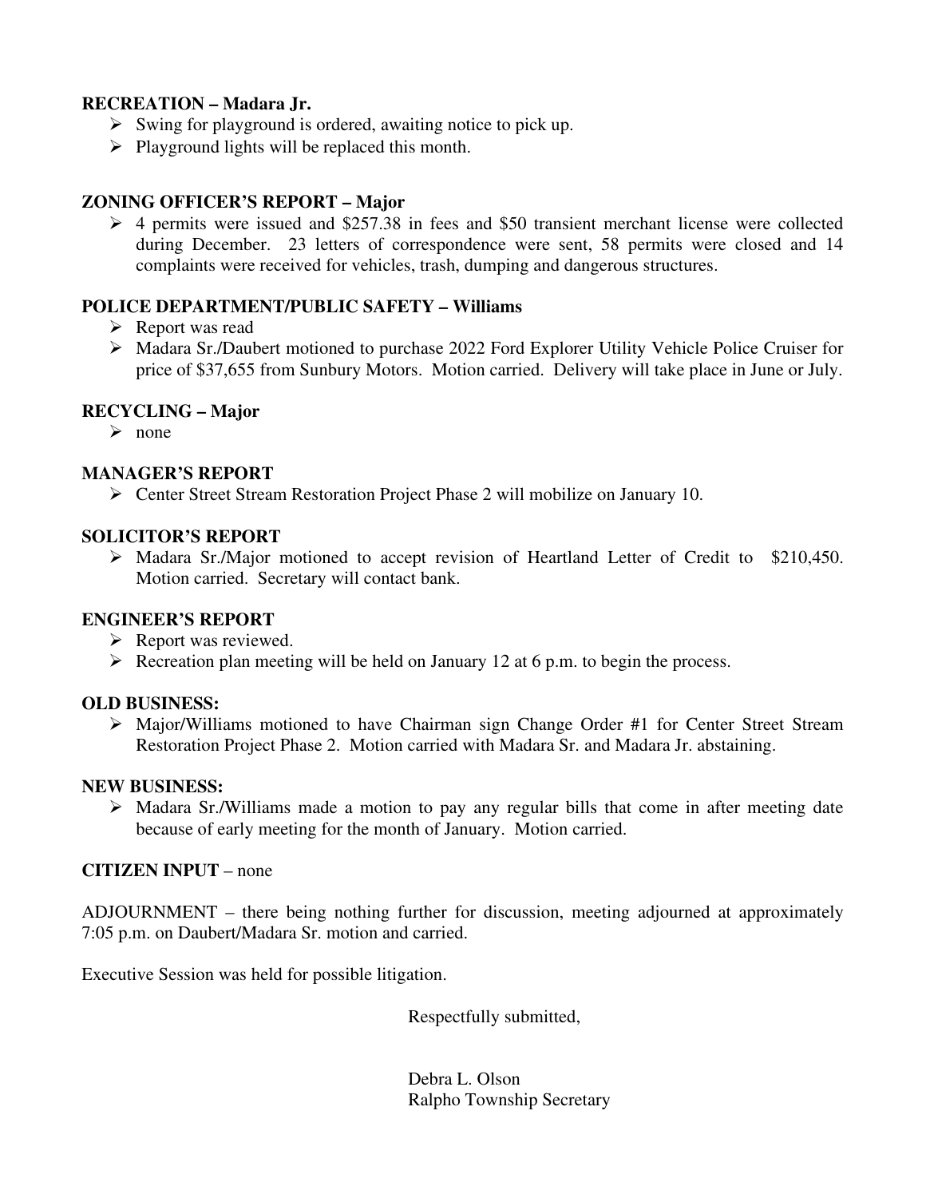**RECREATION – Madara Jr.**

- Swing for playground is ordered, awaiting notice to pick up.
- Playground lights will be replaced this month.

**ZONING OFFICER'S REPORT – Major**

- 4 permits were issued and $257.38 in fees and $50 transient merchant license were collected during December. 23 letters of correspondence were sent, 58 permits were closed and 14 complaints were received for vehicles, trash, dumping and dangerous structures.

**POLICE DEPARTMENT/PUBLIC SAFETY – Williams**

- Report was read
- Madara Sr./Daubert motioned to purchase 2022 Ford Explorer Utility Vehicle Police Cruiser for price of $37,655 from Sunbury Motors. Motion carried. Delivery will take place in June or July.

**RECYCLING – Major**

- none

**MANAGER'S REPORT**

- Center Street Stream Restoration Project Phase 2 will mobilize on January 10.

**SOLICITOR'S REPORT**

- Madara Sr./Major motioned to accept revision of Heartland Letter of Credit to $210,450. Motion carried. Secretary will contact bank.

**ENGINEER'S REPORT**

- Report was reviewed.
- Recreation plan meeting will be held on January 12 at 6 p.m. to begin the process.

**OLD BUSINESS:**

- Major/Williams motioned to have Chairman sign Change Order #1 for Center Street Stream Restoration Project Phase 2. Motion carried with Madara Sr. and Madara Jr. abstaining.

**NEW BUSINESS:**

- Madara Sr./Williams made a motion to pay any regular bills that come in after meeting date because of early meeting for the month of January. Motion carried.

**CITIZEN INPUT** – none

ADJOURNMENT – there being nothing further for discussion, meeting adjourned at approximately 7:05 p.m. on Daubert/Madara Sr. motion and carried.

Executive Session was held for possible litigation.

Respectfully submitted,

Debra L. Olson
Ralpho Township Secretary